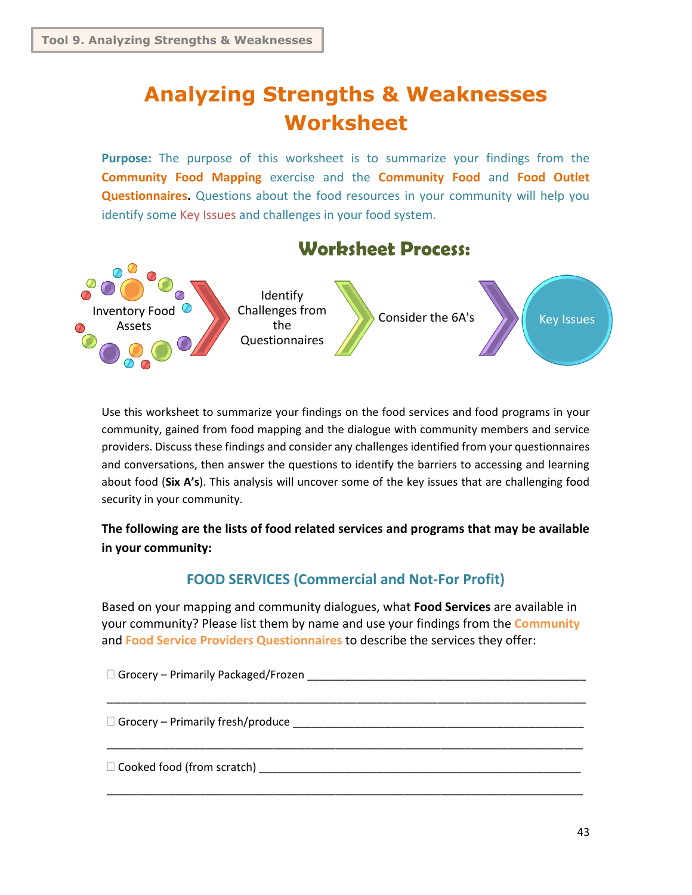Tool 9. Analyzing Strengths & Weaknesses

# Analyzing Strengths & Weaknesses Worksheet

**Purpose:** The purpose of this worksheet is to summarize your findings from the **Community Food Mapping** exercise and the **Community Food** and **Food Outlet Questionnaires.** Questions about the food resources in your community will help you identify some Key Issues and challenges in your food system.

## Worksheet Process:

Inventory Food Assets → Identify Challenges from the Questionnaires → Consider the 6A's → Key Issues

Use this worksheet to summarize your findings on the food services and food programs in your community, gained from food mapping and the dialogue with community members and service providers. Discuss these findings and consider any challenges identified from your questionnaires and conversations, then answer the questions to identify the barriers to accessing and learning about food (**Six A's**). This analysis will uncover some of the key issues that are challenging food security in your community.

**The following are the lists of food related services and programs that may be available in your community:**

### FOOD SERVICES (Commercial and Not-For Profit)

Based on your mapping and community dialogues, what **Food Services** are available in your community? Please list them by name and use your findings from the **Community** and **Food Service Providers Questionnaires** to describe the services they offer:

☐ Grocery – Primarily Packaged/Frozen ______________________________________________

________________________________________________________________________________

☐ Grocery – Primarily fresh/produce ________________________________________________

________________________________________________________________________________

☐ Cooked food (from scratch) ______________________________________________________

________________________________________________________________________________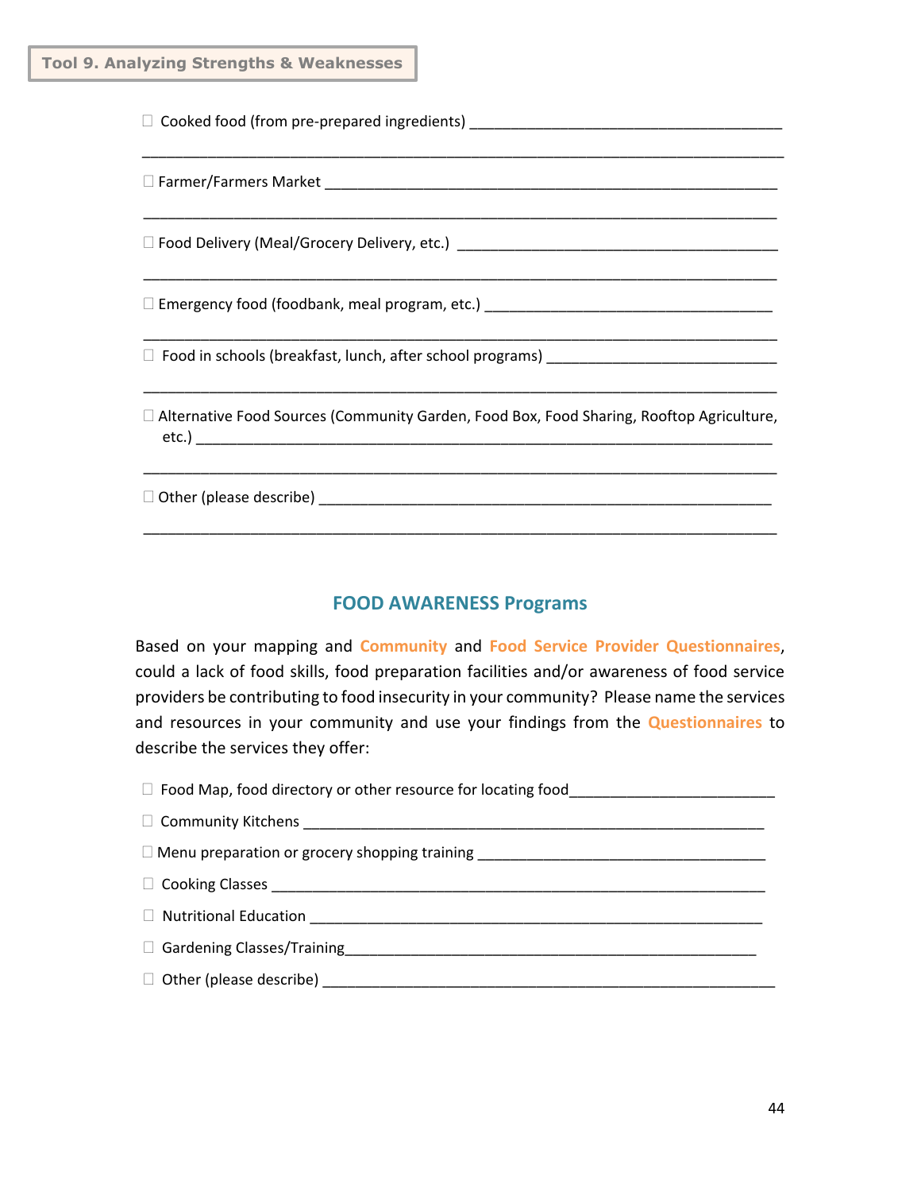☐ Cooked food (from pre-prepared ingredients) ______________________________________

______________________________________________________________________________

☐ Farmer/Farmers Market ______________________________________________________

______________________________________________________________________________

☐ Food Delivery (Meal/Grocery Delivery, etc.) ______________________________________

______________________________________________________________________________

☐ Emergency food (foodbank, meal program, etc.) ___________________________________

______________________________________________________________________________

☐ Food in schools (breakfast, lunch, after school programs) ____________________________

______________________________________________________________________________

☐ Alternative Food Sources (Community Garden, Food Box, Food Sharing, Rooftop Agriculture, etc.) ______________________________________________________________________

______________________________________________________________________________

☐ Other (please describe) ______________________________________________________

______________________________________________________________________________

## FOOD AWARENESS Programs

Based on your mapping and **Community** and **Food Service Provider Questionnaires**, could a lack of food skills, food preparation facilities and/or awareness of food service providers be contributing to food insecurity in your community? Please name the services and resources in your community and use your findings from the **Questionnaires** to describe the services they offer:

☐ Food Map, food directory or other resource for locating food________________________

☐ Community Kitchens ________________________________________________________

☐ Menu preparation or grocery shopping training ___________________________________

☐ Cooking Classes ___________________________________________________________

☐ Nutritional Education _______________________________________________________

☐ Gardening Classes/Training__________________________________________________

☐ Other (please describe) _____________________________________________________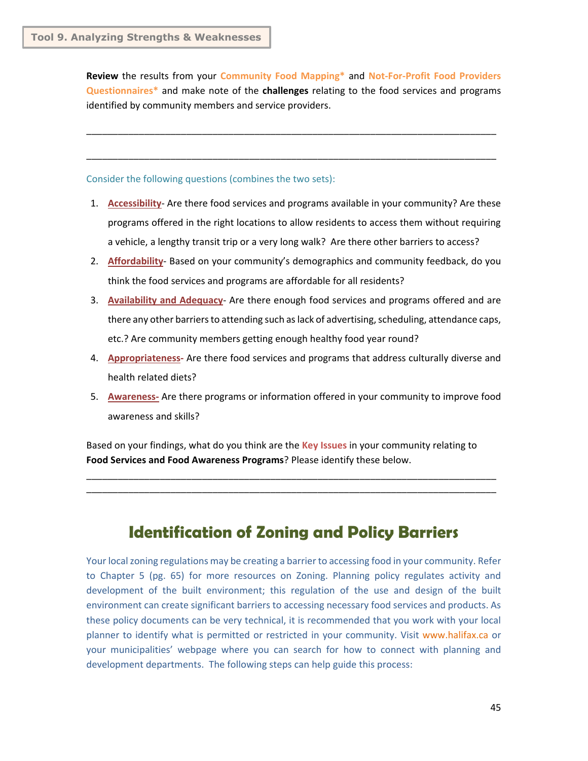**Tool 9. Analyzing Strengths & Weaknesses**

**Review** the results from your **Community Food Mapping*** and **Not-For-Profit Food Providers Questionnaires*** and make note of the **challenges** relating to the food services and programs identified by community members and service providers.

______________________________________________________________________________

______________________________________________________________________________

Consider the following questions (combines the two sets):

1. **Accessibility**- Are there food services and programs available in your community? Are these programs offered in the right locations to allow residents to access them without requiring a vehicle, a lengthy transit trip or a very long walk? Are there other barriers to access?
2. **Affordability**- Based on your community's demographics and community feedback, do you think the food services and programs are affordable for all residents?
3. **Availability and Adequacy**- Are there enough food services and programs offered and are there any other barriers to attending such as lack of advertising, scheduling, attendance caps, etc.? Are community members getting enough healthy food year round?
4. **Appropriateness**- Are there food services and programs that address culturally diverse and health related diets?
5. **Awareness-** Are there programs or information offered in your community to improve food awareness and skills?

Based on your findings, what do you think are the **Key Issues** in your community relating to **Food Services and Food Awareness Programs**? Please identify these below.

______________________________________________________________________________
______________________________________________________________________________

# Identification of Zoning and Policy Barriers

Your local zoning regulations may be creating a barrier to accessing food in your community. Refer to Chapter 5 (pg. 65) for more resources on Zoning. Planning policy regulates activity and development of the built environment; this regulation of the use and design of the built environment can create significant barriers to accessing necessary food services and products. As these policy documents can be very technical, it is recommended that you work with your local planner to identify what is permitted or restricted in your community. Visit www.halifax.ca or your municipalities' webpage where you can search for how to connect with planning and development departments. The following steps can help guide this process: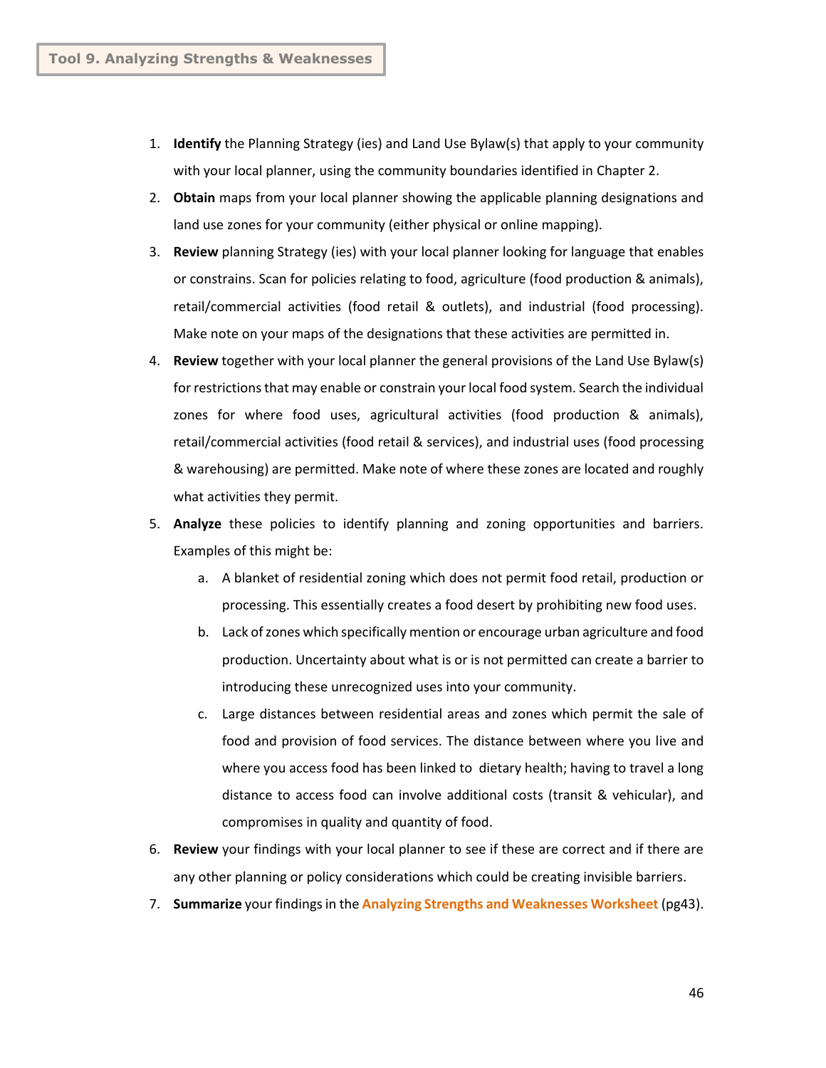## Tool 9. Analyzing Strengths & Weaknesses

1. **Identify** the Planning Strategy (ies) and Land Use Bylaw(s) that apply to your community with your local planner, using the community boundaries identified in Chapter 2.
2. **Obtain** maps from your local planner showing the applicable planning designations and land use zones for your community (either physical or online mapping).
3. **Review** planning Strategy (ies) with your local planner looking for language that enables or constrains. Scan for policies relating to food, agriculture (food production & animals), retail/commercial activities (food retail & outlets), and industrial (food processing). Make note on your maps of the designations that these activities are permitted in.
4. **Review** together with your local planner the general provisions of the Land Use Bylaw(s) for restrictions that may enable or constrain your local food system. Search the individual zones for where food uses, agricultural activities (food production & animals), retail/commercial activities (food retail & services), and industrial uses (food processing & warehousing) are permitted. Make note of where these zones are located and roughly what activities they permit.
5. **Analyze** these policies to identify planning and zoning opportunities and barriers. Examples of this might be:
   a. A blanket of residential zoning which does not permit food retail, production or processing. This essentially creates a food desert by prohibiting new food uses.
   b. Lack of zones which specifically mention or encourage urban agriculture and food production. Uncertainty about what is or is not permitted can create a barrier to introducing these unrecognized uses into your community.
   c. Large distances between residential areas and zones which permit the sale of food and provision of food services. The distance between where you live and where you access food has been linked to dietary health; having to travel a long distance to access food can involve additional costs (transit & vehicular), and compromises in quality and quantity of food.
6. **Review** your findings with your local planner to see if these are correct and if there are any other planning or policy considerations which could be creating invisible barriers.
7. **Summarize** your findings in the **Analyzing Strengths and Weaknesses Worksheet** (pg43).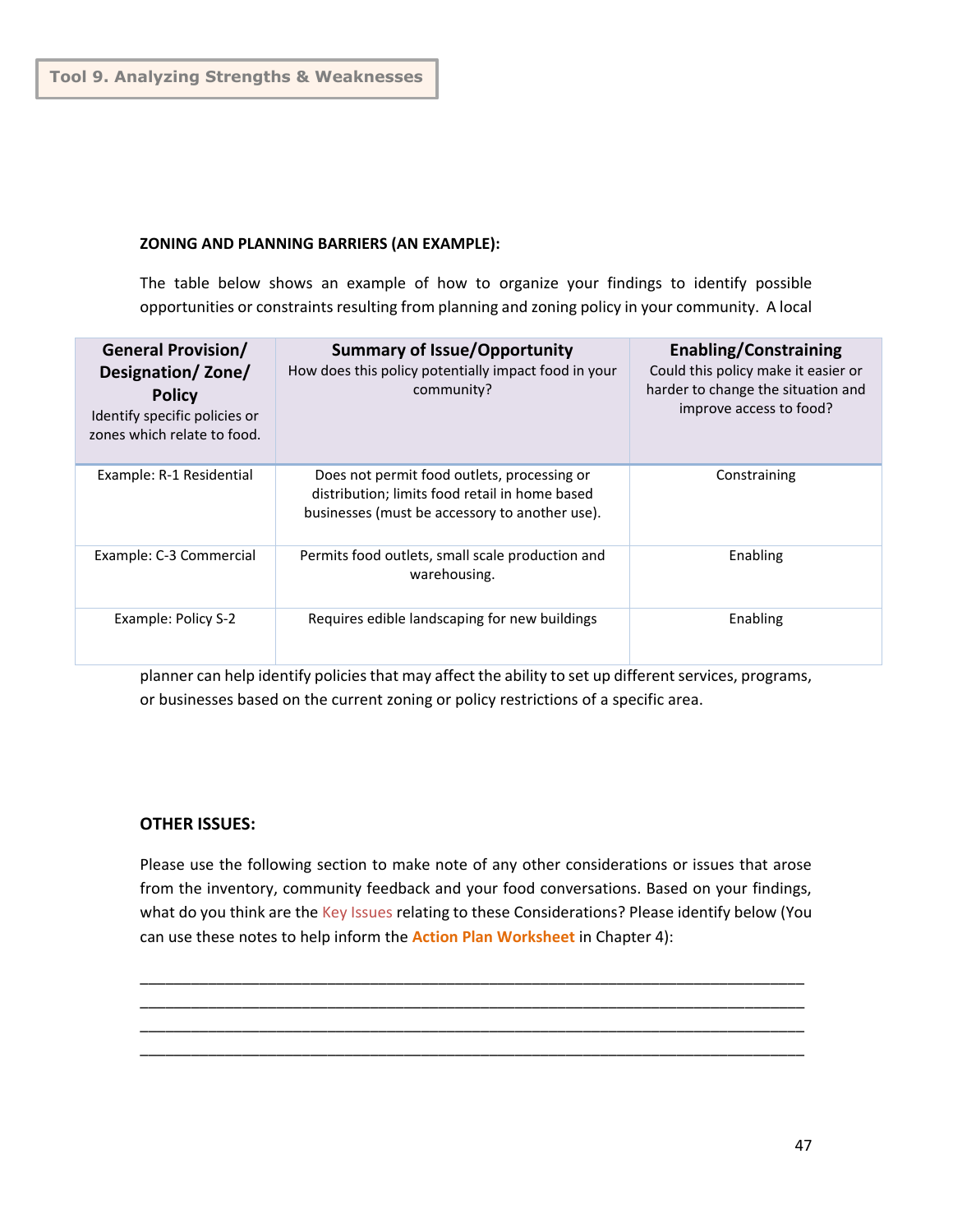Tool 9. Analyzing Strengths & Weaknesses

**ZONING AND PLANNING BARRIERS (AN EXAMPLE):**

The table below shows an example of how to organize your findings to identify possible opportunities or constraints resulting from planning and zoning policy in your community. A local planner can help identify policies that may affect the ability to set up different services, programs, or businesses based on the current zoning or policy restrictions of a specific area.

| **General Provision/ Designation/ Zone/ Policy** Identify specific policies or zones which relate to food. | **Summary of Issue/Opportunity** How does this policy potentially impact food in your community? | **Enabling/Constraining** Could this policy make it easier or harder to change the situation and improve access to food? |
|---|---|---|
| Example: R-1 Residential | Does not permit food outlets, processing or distribution; limits food retail in home based businesses (must be accessory to another use). | Constraining |
| Example: C-3 Commercial | Permits food outlets, small scale production and warehousing. | Enabling |
| Example: Policy S-2 | Requires edible landscaping for new buildings | Enabling |

**OTHER ISSUES:**

Please use the following section to make note of any other considerations or issues that arose from the inventory, community feedback and your food conversations. Based on your findings, what do you think are the Key Issues relating to these Considerations? Please identify below (You can use these notes to help inform the **Action Plan Worksheet** in Chapter 4):

\_\_\_\_\_\_\_\_\_\_\_\_\_\_\_\_\_\_\_\_\_\_\_\_\_\_\_\_\_\_\_\_\_\_\_\_\_\_\_\_\_\_\_\_\_\_\_\_\_\_\_\_\_\_\_\_\_\_\_\_\_\_\_\_\_\_\_\_\_\_\_\_
\_\_\_\_\_\_\_\_\_\_\_\_\_\_\_\_\_\_\_\_\_\_\_\_\_\_\_\_\_\_\_\_\_\_\_\_\_\_\_\_\_\_\_\_\_\_\_\_\_\_\_\_\_\_\_\_\_\_\_\_\_\_\_\_\_\_\_\_\_\_\_\_
\_\_\_\_\_\_\_\_\_\_\_\_\_\_\_\_\_\_\_\_\_\_\_\_\_\_\_\_\_\_\_\_\_\_\_\_\_\_\_\_\_\_\_\_\_\_\_\_\_\_\_\_\_\_\_\_\_\_\_\_\_\_\_\_\_\_\_\_\_\_\_\_
\_\_\_\_\_\_\_\_\_\_\_\_\_\_\_\_\_\_\_\_\_\_\_\_\_\_\_\_\_\_\_\_\_\_\_\_\_\_\_\_\_\_\_\_\_\_\_\_\_\_\_\_\_\_\_\_\_\_\_\_\_\_\_\_\_\_\_\_\_\_\_\_